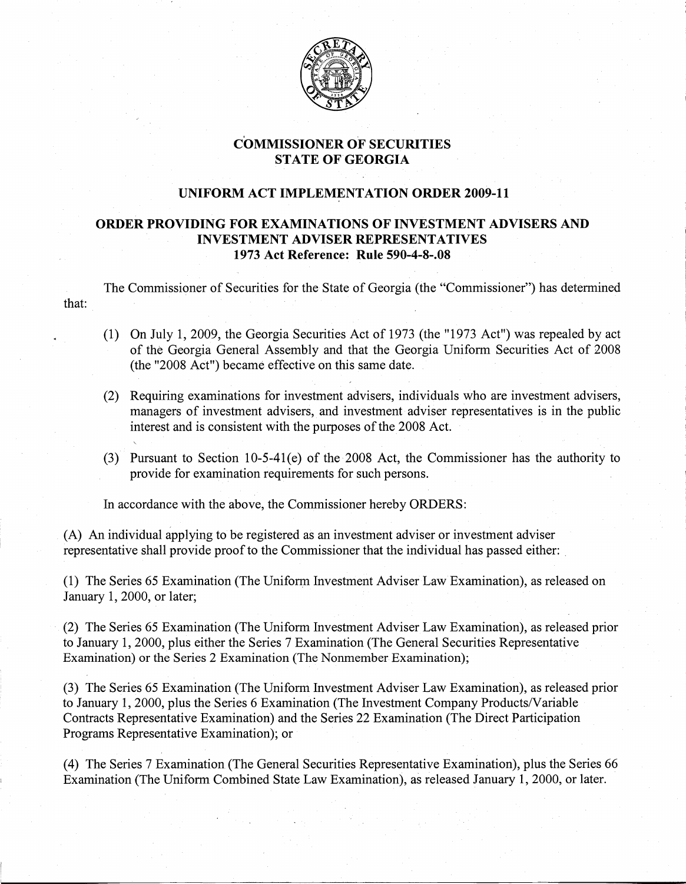# COMMISSIONER OF SECURITIES
# STATE OF GEORGIA

## UNIFORM ACT IMPLEMENTATION ORDER 2009-11

## ORDER PROVIDING FOR EXAMINATIONS OF INVESTMENT ADVISERS AND INVESTMENT ADVISER REPRESENTATIVES
### 1973 Act Reference: Rule 590-4-8-.08

The Commissioner of Securities for the State of Georgia (the "Commissioner") has determined that:

(1) On July 1, 2009, the Georgia Securities Act of 1973 (the "1973 Act") was repealed by act of the Georgia General Assembly and that the Georgia Uniform Securities Act of 2008 (the "2008 Act") became effective on this same date.

(2) Requiring examinations for investment advisers, individuals who are investment advisers, managers of investment advisers, and investment adviser representatives is in the public interest and is consistent with the purposes of the 2008 Act.

(3) Pursuant to Section 10-5-41(e) of the 2008 Act, the Commissioner has the authority to provide for examination requirements for such persons.

In accordance with the above, the Commissioner hereby ORDERS:

(A) An individual applying to be registered as an investment adviser or investment adviser representative shall provide proof to the Commissioner that the individual has passed either:

(1) The Series 65 Examination (The Uniform Investment Adviser Law Examination), as released on January 1, 2000, or later;

(2) The Series 65 Examination (The Uniform Investment Adviser Law Examination), as released prior to January 1, 2000, plus either the Series 7 Examination (The General Securities Representative Examination) or the Series 2 Examination (The Nonmember Examination);

(3) The Series 65 Examination (The Uniform Investment Adviser Law Examination), as released prior to January 1, 2000, plus the Series 6 Examination (The Investment Company Products/Variable Contracts Representative Examination) and the Series 22 Examination (The Direct Participation Programs Representative Examination); or

(4) The Series 7 Examination (The General Securities Representative Examination), plus the Series 66 Examination (The Uniform Combined State Law Examination), as released January 1, 2000, or later.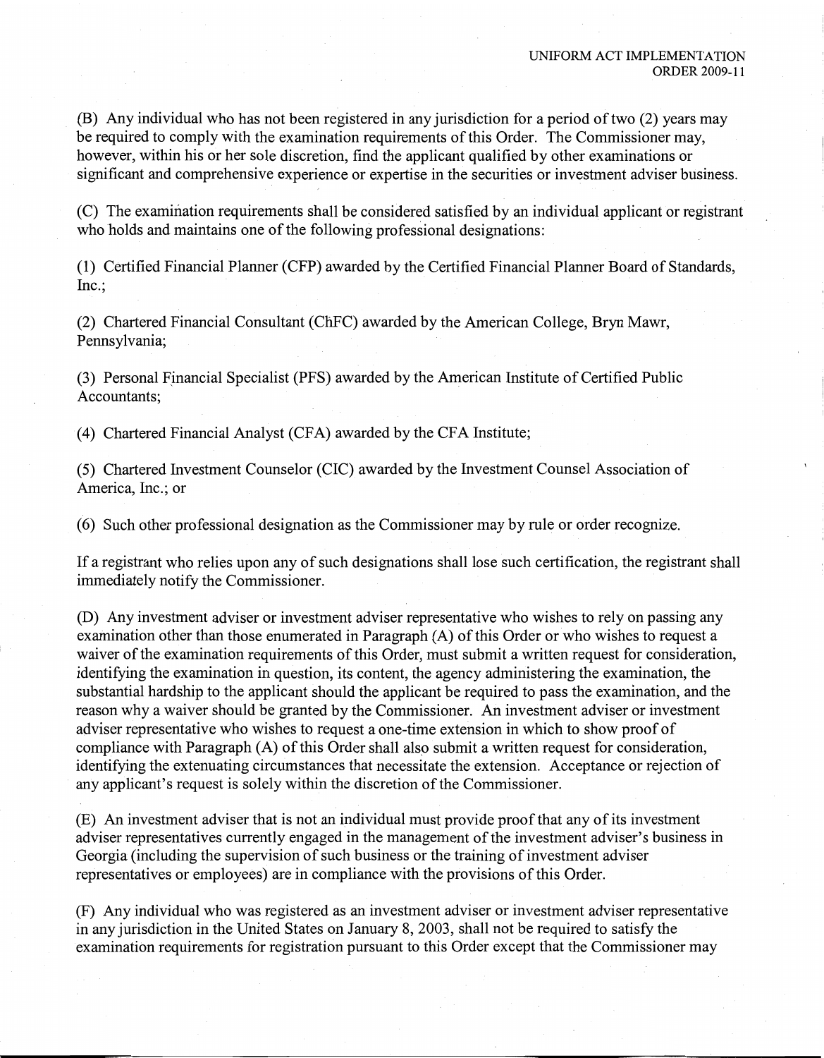(B) Any individual who has not been registered in any jurisdiction for a period of two (2) years may be required to comply with the examination requirements of this Order. The Commissioner may, however, within his or her sole discretion, find the applicant qualified by other examinations or significant and comprehensive experience or expertise in the securities or investment adviser business.

(C) The examination requirements shall be considered satisfied by an individual applicant or registrant who holds and maintains one of the following professional designations:

(1) Certified Financial Planner (CFP) awarded by the Certified Financial Planner Board of Standards, Inc.;

(2) Chartered Financial Consultant (ChFC) awarded by the American College, Bryn Mawr, Pennsylvania;

(3) Personal Financial Specialist (PFS) awarded by the American Institute of Certified Public Accountants;

(4) Chartered Financial Analyst (CFA) awarded by the CFA Institute;

(5) Chartered Investment Counselor (CIC) awarded by the Investment Counsel Association of America, Inc.; or

(6) Such other professional designation as the Commissioner may by rule or order recognize.

If a registrant who relies upon any of such designations shall lose such certification, the registrant shall immediately notify the Commissioner.

(D) Any investment adviser or investment adviser representative who wishes to rely on passing any examination other than those enumerated in Paragraph (A) of this Order or who wishes to request a waiver of the examination requirements of this Order, must submit a written request for consideration, identifying the examination in question, its content, the agency administering the examination, the substantial hardship to the applicant should the applicant be required to pass the examination, and the reason why a waiver should be granted by the Commissioner. An investment adviser or investment adviser representative who wishes to request a one-time extension in which to show proof of compliance with Paragraph (A) of this Order shall also submit a written request for consideration, identifying the extenuating circumstances that necessitate the extension. Acceptance or rejection of any applicant's request is solely within the discretion of the Commissioner.

(E) An investment adviser that is not an individual must provide proof that any of its investment adviser representatives currently engaged in the management of the investment adviser's business in Georgia (including the supervision of such business or the training of investment adviser representatives or employees) are in compliance with the provisions of this Order.

(F) Any individual who was registered as an investment adviser or investment adviser representative in any jurisdiction in the United States on January 8, 2003, shall not be required to satisfy the examination requirements for registration pursuant to this Order except that the Commissioner may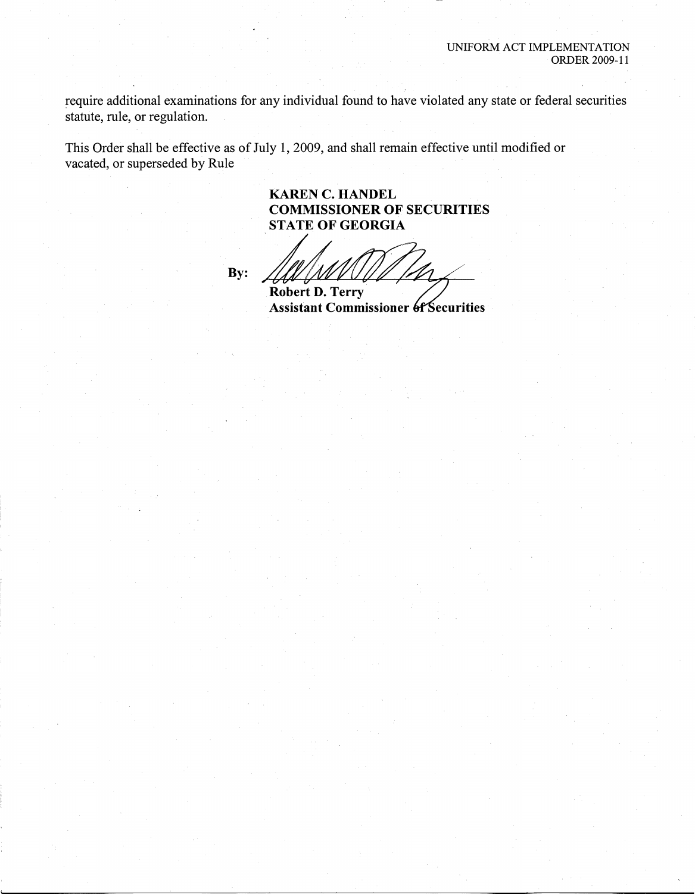require additional examinations for any individual found to have violated any state or federal securities statute, rule, or regulation.

This Order shall be effective as of July 1, 2009, and shall remain effective until modified or vacated, or superseded by Rule

**KAREN C. HANDEL**
**COMMISSIONER OF SECURITIES**
**STATE OF GEORGIA**

**By:**

**Robert D. Terry**
**Assistant Commissioner of Securities**